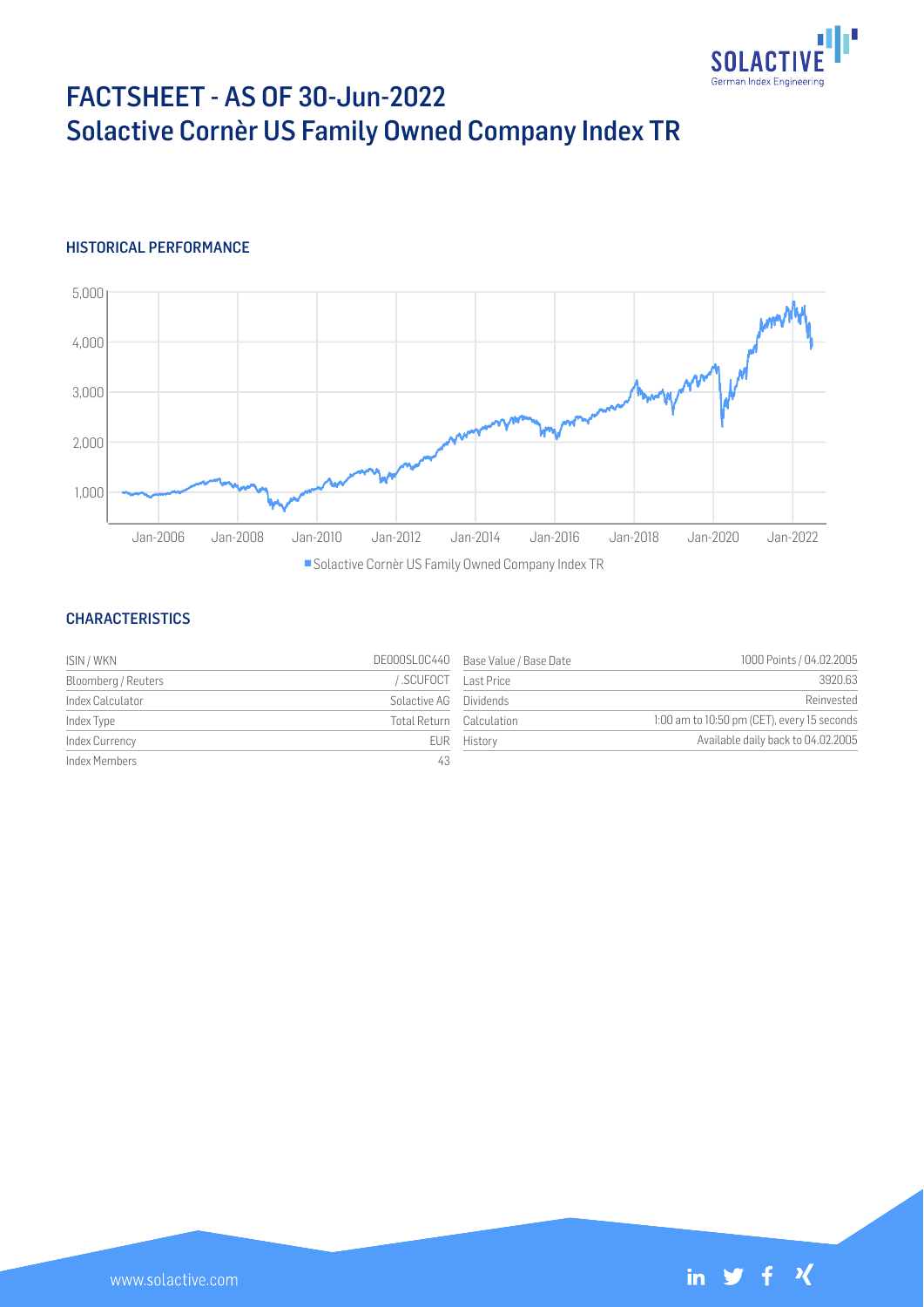# FACTSHEET - AS OF 30-Jun-2022
# Solactive Cornèr US Family Owned Company Index TR

## HISTORICAL PERFORMANCE

## CHARACTERISTICS

| | | | |
|---|---|---|---|
| ISIN / WKN | DE000SL0C440 | Base Value / Base Date | 1000 Points / 04.02.2005 |
| Bloomberg / Reuters | / .SCUFOCT | Last Price | 3920.63 |
| Index Calculator | Solactive AG | Dividends | Reinvested |
| Index Type | Total Return | Calculation | 1:00 am to 10:50 pm (CET), every 15 seconds |
| Index Currency | EUR | History | Available daily back to 04.02.2005 |
| Index Members | 43 | | |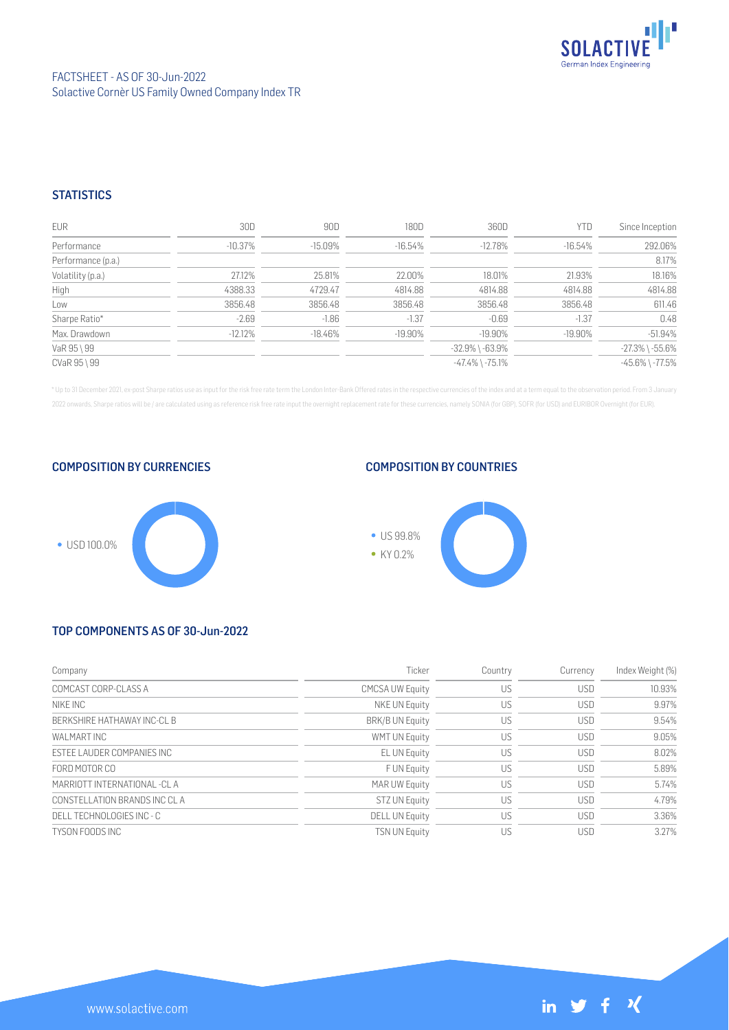FACTSHEET - AS OF 30-Jun-2022
Solactive Cornèr US Family Owned Company Index TR

## STATISTICS

| EUR | 30D | 90D | 180D | 360D | YTD | Since Inception |
|---|---|---|---|---|---|---|
| Performance | -10.37% | -15.09% | -16.54% | -12.78% | -16.54% | 292.06% |
| Performance (p.a.) | | | | | | 8.17% |
| Volatility (p.a.) | 27.12% | 25.81% | 22.00% | 18.01% | 21.93% | 18.16% |
| High | 4388.33 | 4729.47 | 4814.88 | 4814.88 | 4814.88 | 4814.88 |
| Low | 3856.48 | 3856.48 | 3856.48 | 3856.48 | 3856.48 | 611.46 |
| Sharpe Ratio* | -2.69 | -1.86 | -1.37 | -0.69 | -1.37 | 0.48 |
| Max. Drawdown | -12.12% | -18.46% | -19.90% | -19.90% | -19.90% | -51.94% |
| VaR 95 \ 99 | | | | -32.9% \ -63.9% | | -27.3% \ -55.6% |
| CVaR 95 \ 99 | | | | -47.4% \ -75.1% | | -45.6% \ -77.5% |

* Up to 31 December 2021, ex-post Sharpe ratios use as input for the risk free rate term the London Inter-Bank Offered rates in the respective currencies of the index and at a term equal to the observation period. From 3 January 2022 onwards, Sharpe ratios will be / are calculated using as reference risk free rate input the overnight replacement rate for these currencies, namely SONIA (for GBP), SOFR (for USD) and EURIBOR Overnight (for EUR).

## COMPOSITION BY CURRENCIES

- USD 100.0%

## COMPOSITION BY COUNTRIES

- US 99.8%
- KY 0.2%

## TOP COMPONENTS AS OF 30-Jun-2022

| Company | Ticker | Country | Currency | Index Weight (%) |
|---|---|---|---|---|
| COMCAST CORP-CLASS A | CMCSA UW Equity | US | USD | 10.93% |
| NIKE INC | NKE UN Equity | US | USD | 9.97% |
| BERKSHIRE HATHAWAY INC-CL B | BRK/B UN Equity | US | USD | 9.54% |
| WALMART INC | WMT UN Equity | US | USD | 9.05% |
| ESTEE LAUDER COMPANIES INC | EL UN Equity | US | USD | 8.02% |
| FORD MOTOR CO | F UN Equity | US | USD | 5.89% |
| MARRIOTT INTERNATIONAL -CL A | MAR UW Equity | US | USD | 5.74% |
| CONSTELLATION BRANDS INC CL A | STZ UN Equity | US | USD | 4.79% |
| DELL TECHNOLOGIES INC - C | DELL UN Equity | US | USD | 3.36% |
| TYSON FOODS INC | TSN UN Equity | US | USD | 3.27% |

www.solactive.com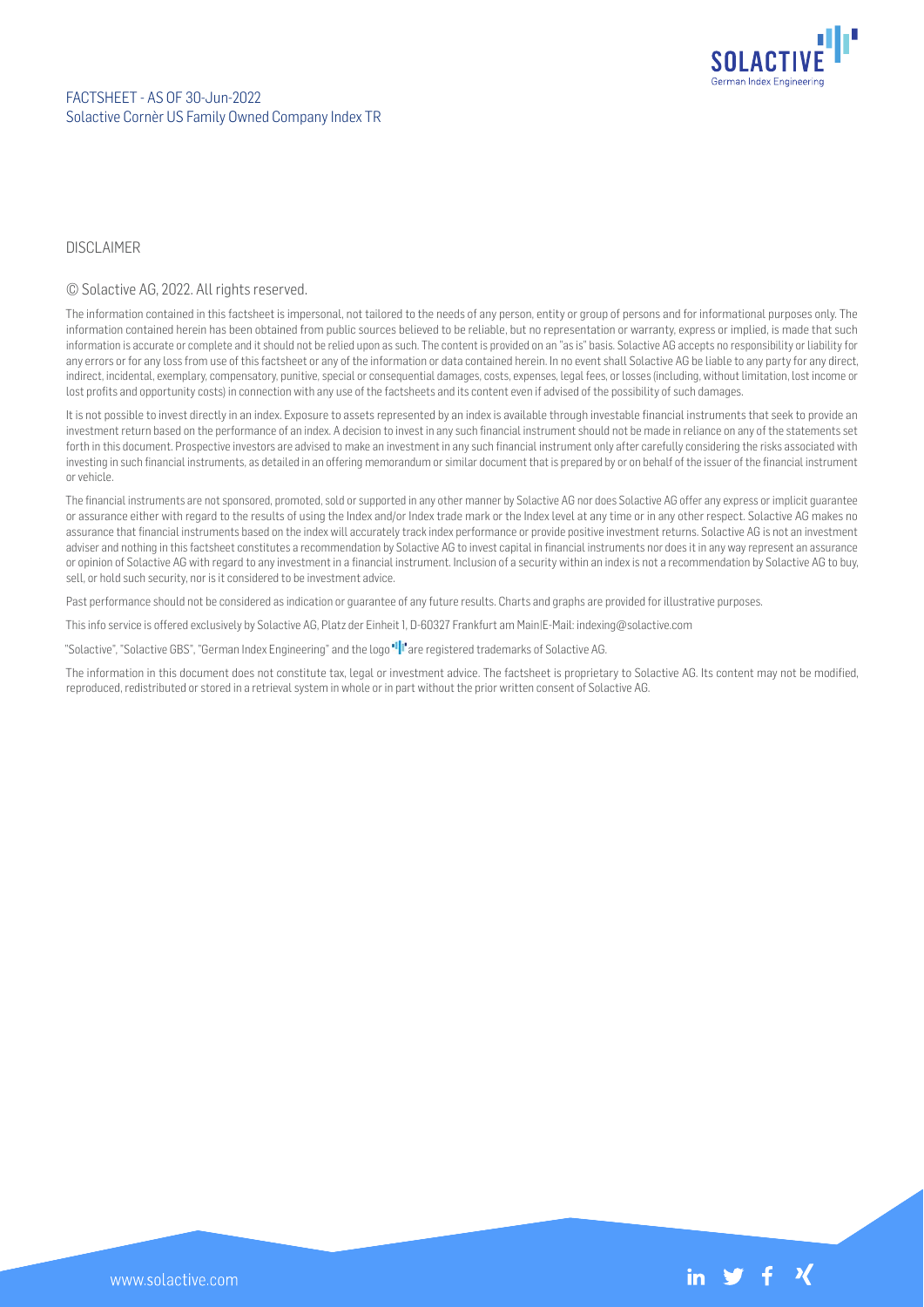DISCLAIMER

© Solactive AG, 2022. All rights reserved.

The information contained in this factsheet is impersonal, not tailored to the needs of any person, entity or group of persons and for informational purposes only. The information contained herein has been obtained from public sources believed to be reliable, but no representation or warranty, express or implied, is made that such information is accurate or complete and it should not be relied upon as such. The content is provided on an "as is" basis. Solactive AG accepts no responsibility or liability for any errors or for any loss from use of this factsheet or any of the information or data contained herein. In no event shall Solactive AG be liable to any party for any direct, indirect, incidental, exemplary, compensatory, punitive, special or consequential damages, costs, expenses, legal fees, or losses (including, without limitation, lost income or lost profits and opportunity costs) in connection with any use of the factsheets and its content even if advised of the possibility of such damages.

It is not possible to invest directly in an index. Exposure to assets represented by an index is available through investable financial instruments that seek to provide an investment return based on the performance of an index. A decision to invest in any such financial instrument should not be made in reliance on any of the statements set forth in this document. Prospective investors are advised to make an investment in any such financial instrument only after carefully considering the risks associated with investing in such financial instruments, as detailed in an offering memorandum or similar document that is prepared by or on behalf of the issuer of the financial instrument or vehicle.

The financial instruments are not sponsored, promoted, sold or supported in any other manner by Solactive AG nor does Solactive AG offer any express or implicit guarantee or assurance either with regard to the results of using the Index and/or Index trade mark or the Index level at any time or in any other respect. Solactive AG makes no assurance that financial instruments based on the index will accurately track index performance or provide positive investment returns. Solactive AG is not an investment adviser and nothing in this factsheet constitutes a recommendation by Solactive AG to invest capital in financial instruments nor does it in any way represent an assurance or opinion of Solactive AG with regard to any investment in a financial instrument. Inclusion of a security within an index is not a recommendation by Solactive AG to buy, sell, or hold such security, nor is it considered to be investment advice.

Past performance should not be considered as indication or guarantee of any future results. Charts and graphs are provided for illustrative purposes.

This info service is offered exclusively by Solactive AG, Platz der Einheit 1, D-60327 Frankfurt am Main|E-Mail: indexing@solactive.com

"Solactive", "Solactive GBS", "German Index Engineering" and the logo are registered trademarks of Solactive AG.

The information in this document does not constitute tax, legal or investment advice. The factsheet is proprietary to Solactive AG. Its content may not be modified, reproduced, redistributed or stored in a retrieval system in whole or in part without the prior written consent of Solactive AG.